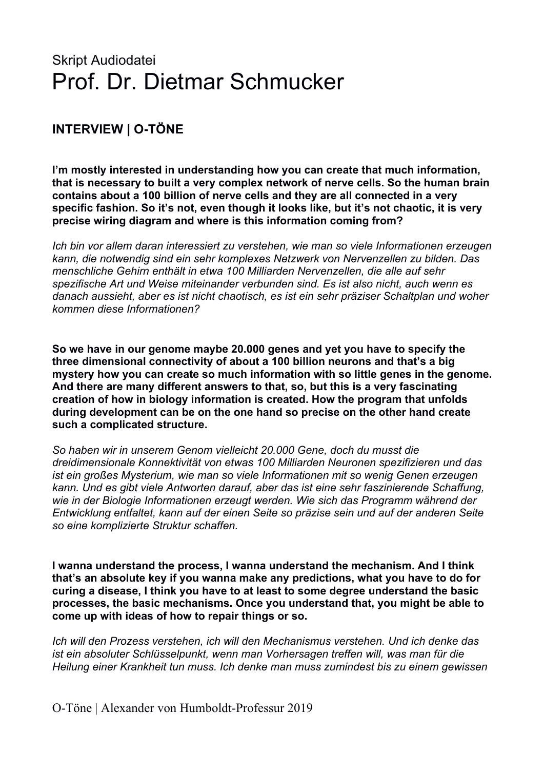Skript Audiodatei

# Prof. Dr. Dietmar Schmucker

## INTERVIEW | O-TÖNE

**I'm mostly interested in understanding how you can create that much information, that is necessary to built a very complex network of nerve cells. So the human brain contains about a 100 billion of nerve cells and they are all connected in a very specific fashion. So it's not, even though it looks like, but it's not chaotic, it is very precise wiring diagram and where is this information coming from?**

*Ich bin vor allem daran interessiert zu verstehen, wie man so viele Informationen erzeugen kann, die notwendig sind ein sehr komplexes Netzwerk von Nervenzellen zu bilden. Das menschliche Gehirn enthält in etwa 100 Milliarden Nervenzellen, die alle auf sehr spezifische Art und Weise miteinander verbunden sind. Es ist also nicht, auch wenn es danach aussieht, aber es ist nicht chaotisch, es ist ein sehr präziser Schaltplan und woher kommen diese Informationen?*

**So we have in our genome maybe 20.000 genes and yet you have to specify the three dimensional connectivity of about a 100 billion neurons and that's a big mystery how you can create so much information with so little genes in the genome. And there are many different answers to that, so, but this is a very fascinating creation of how in biology information is created. How the program that unfolds during development can be on the one hand so precise on the other hand create such a complicated structure.**

*So haben wir in unserem Genom vielleicht 20.000 Gene, doch du musst die dreidimensionale Konnektivität von etwas 100 Milliarden Neuronen spezifizieren und das ist ein großes Mysterium, wie man so viele Informationen mit so wenig Genen erzeugen kann. Und es gibt viele Antworten darauf, aber das ist eine sehr faszinierende Schaffung, wie in der Biologie Informationen erzeugt werden. Wie sich das Programm während der Entwicklung entfaltet, kann auf der einen Seite so präzise sein und auf der anderen Seite so eine komplizierte Struktur schaffen.*

**I wanna understand the process, I wanna understand the mechanism. And I think that's an absolute key if you wanna make any predictions, what you have to do for curing a disease, I think you have to at least to some degree understand the basic processes, the basic mechanisms. Once you understand that, you might be able to come up with ideas of how to repair things or so.**

*Ich will den Prozess verstehen, ich will den Mechanismus verstehen. Und ich denke das ist ein absoluter Schlüsselpunkt, wenn man Vorhersagen treffen will, was man für die Heilung einer Krankheit tun muss. Ich denke man muss zumindest bis zu einem gewissen*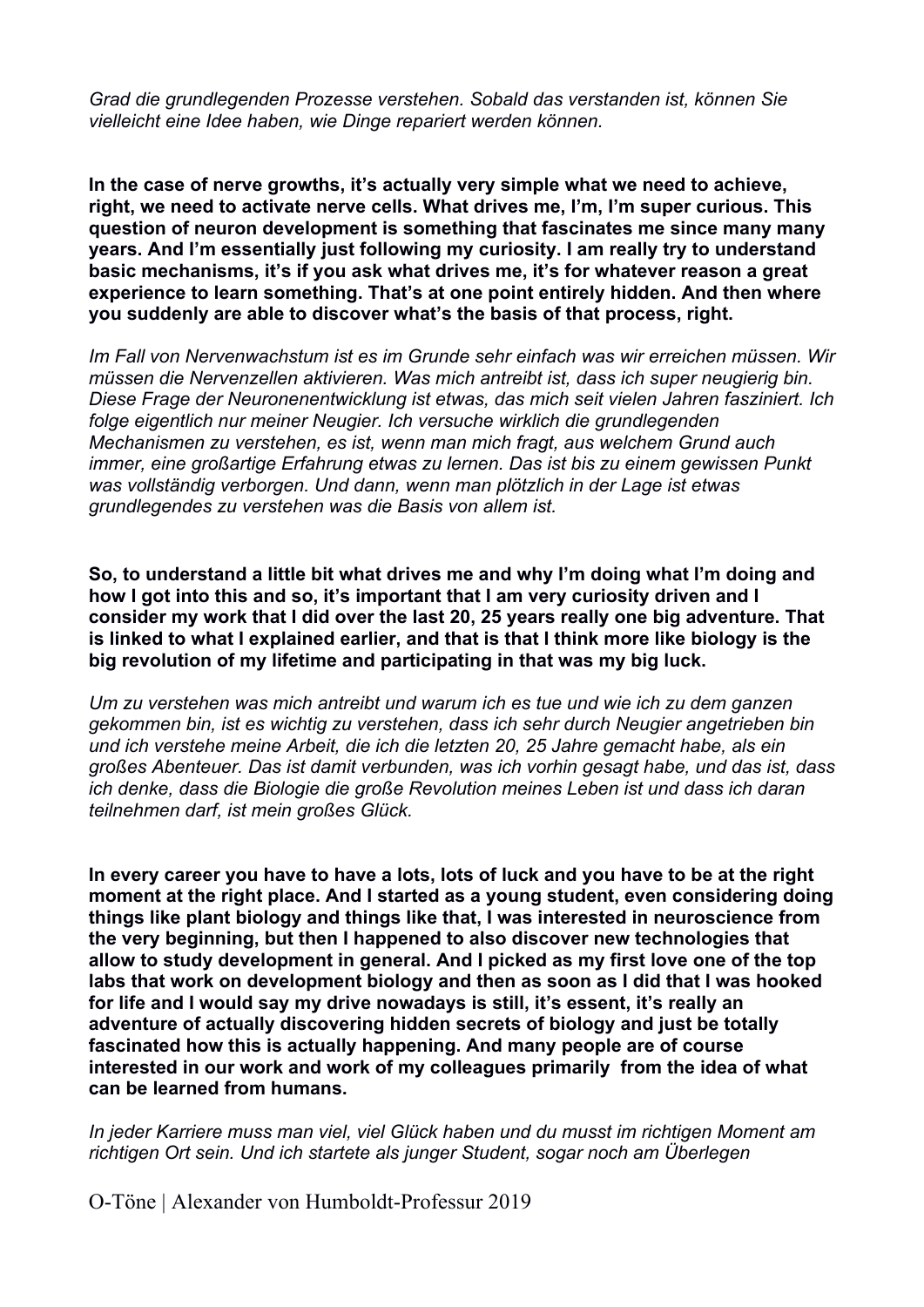*Grad die grundlegenden Prozesse verstehen. Sobald das verstanden ist, können Sie vielleicht eine Idee haben, wie Dinge repariert werden können.*

**In the case of nerve growths, it's actually very simple what we need to achieve, right, we need to activate nerve cells. What drives me, I'm, I'm super curious. This question of neuron development is something that fascinates me since many many years. And I'm essentially just following my curiosity. I am really try to understand basic mechanisms, it's if you ask what drives me, it's for whatever reason a great experience to learn something. That's at one point entirely hidden. And then where you suddenly are able to discover what's the basis of that process, right.**

*Im Fall von Nervenwachstum ist es im Grunde sehr einfach was wir erreichen müssen. Wir müssen die Nervenzellen aktivieren. Was mich antreibt ist, dass ich super neugierig bin. Diese Frage der Neuronenentwicklung ist etwas, das mich seit vielen Jahren fasziniert. Ich folge eigentlich nur meiner Neugier. Ich versuche wirklich die grundlegenden Mechanismen zu verstehen, es ist, wenn man mich fragt, aus welchem Grund auch immer, eine großartige Erfahrung etwas zu lernen. Das ist bis zu einem gewissen Punkt was vollständig verborgen. Und dann, wenn man plötzlich in der Lage ist etwas grundlegendes zu verstehen was die Basis von allem ist.*

**So, to understand a little bit what drives me and why I'm doing what I'm doing and how I got into this and so, it's important that I am very curiosity driven and I consider my work that I did over the last 20, 25 years really one big adventure. That is linked to what I explained earlier, and that is that I think more like biology is the big revolution of my lifetime and participating in that was my big luck.**

*Um zu verstehen was mich antreibt und warum ich es tue und wie ich zu dem ganzen gekommen bin, ist es wichtig zu verstehen, dass ich sehr durch Neugier angetrieben bin und ich verstehe meine Arbeit, die ich die letzten 20, 25 Jahre gemacht habe, als ein großes Abenteuer. Das ist damit verbunden, was ich vorhin gesagt habe, und das ist, dass ich denke, dass die Biologie die große Revolution meines Leben ist und dass ich daran teilnehmen darf, ist mein großes Glück.*

**In every career you have to have a lots, lots of luck and you have to be at the right moment at the right place. And I started as a young student, even considering doing things like plant biology and things like that, I was interested in neuroscience from the very beginning, but then I happened to also discover new technologies that allow to study development in general. And I picked as my first love one of the top labs that work on development biology and then as soon as I did that I was hooked for life and I would say my drive nowadays is still, it's essent, it's really an adventure of actually discovering hidden secrets of biology and just be totally fascinated how this is actually happening. And many people are of course interested in our work and work of my colleagues primarily from the idea of what can be learned from humans.**

*In jeder Karriere muss man viel, viel Glück haben und du musst im richtigen Moment am richtigen Ort sein. Und ich startete als junger Student, sogar noch am Überlegen*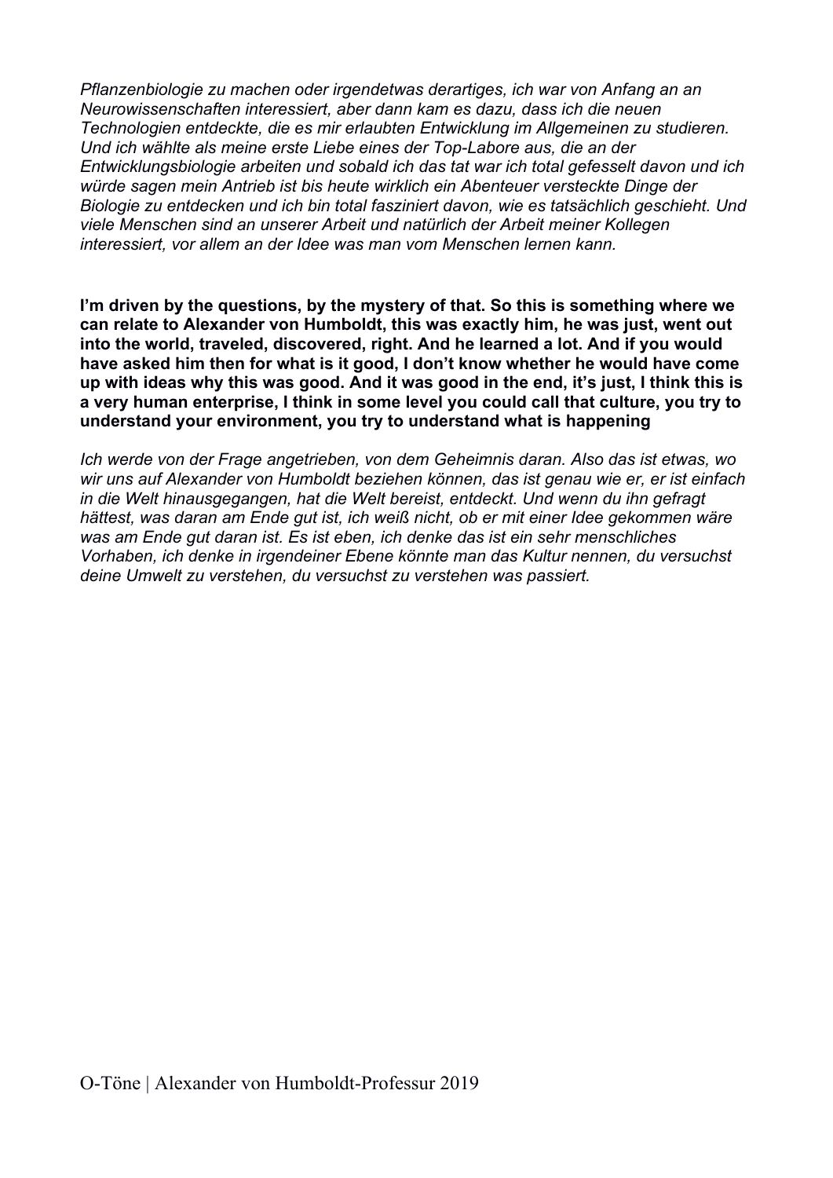*Pflanzenbiologie zu machen oder irgendetwas derartiges, ich war von Anfang an an Neurowissenschaften interessiert, aber dann kam es dazu, dass ich die neuen Technologien entdeckte, die es mir erlaubten Entwicklung im Allgemeinen zu studieren. Und ich wählte als meine erste Liebe eines der Top-Labore aus, die an der Entwicklungsbiologie arbeiten und sobald ich das tat war ich total gefesselt davon und ich würde sagen mein Antrieb ist bis heute wirklich ein Abenteuer versteckte Dinge der Biologie zu entdecken und ich bin total fasziniert davon, wie es tatsächlich geschieht. Und viele Menschen sind an unserer Arbeit und natürlich der Arbeit meiner Kollegen interessiert, vor allem an der Idee was man vom Menschen lernen kann.*

**I'm driven by the questions, by the mystery of that. So this is something where we can relate to Alexander von Humboldt, this was exactly him, he was just, went out into the world, traveled, discovered, right. And he learned a lot. And if you would have asked him then for what is it good, I don't know whether he would have come up with ideas why this was good. And it was good in the end, it's just, I think this is a very human enterprise, I think in some level you could call that culture, you try to understand your environment, you try to understand what is happening**

*Ich werde von der Frage angetrieben, von dem Geheimnis daran. Also das ist etwas, wo wir uns auf Alexander von Humboldt beziehen können, das ist genau wie er, er ist einfach in die Welt hinausgegangen, hat die Welt bereist, entdeckt. Und wenn du ihn gefragt hättest, was daran am Ende gut ist, ich weiß nicht, ob er mit einer Idee gekommen wäre was am Ende gut daran ist. Es ist eben, ich denke das ist ein sehr menschliches Vorhaben, ich denke in irgendeiner Ebene könnte man das Kultur nennen, du versuchst deine Umwelt zu verstehen, du versuchst zu verstehen was passiert.*